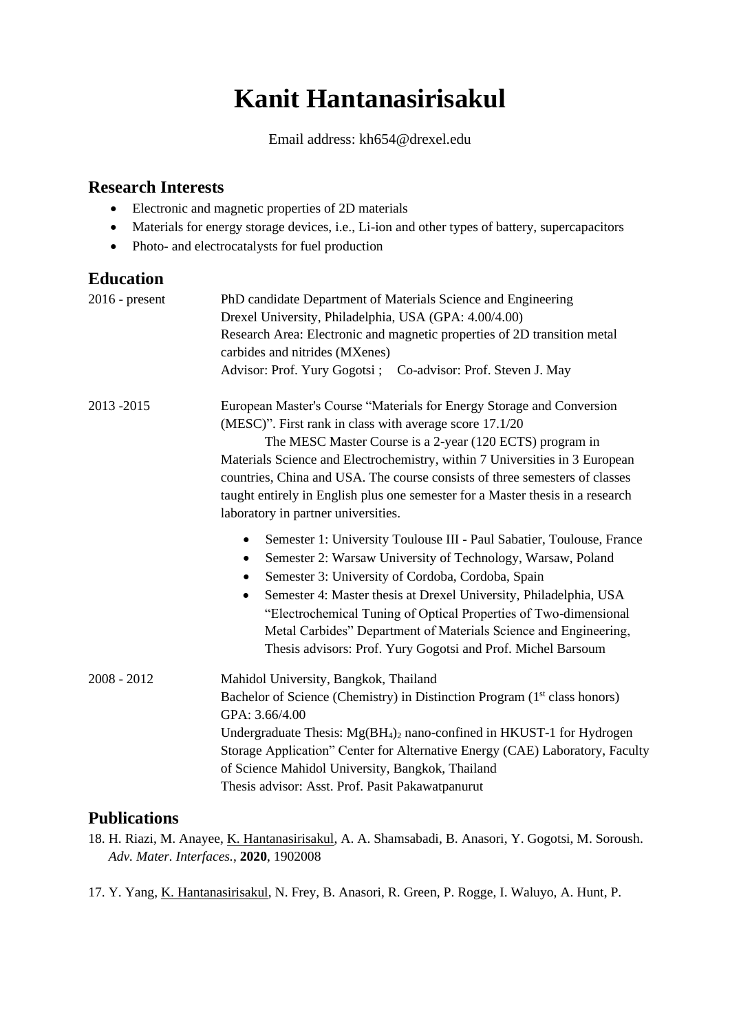# Kanit Hantanasirisakul

Email address: kh654@drexel.edu

## Research Interests

- Electronic and magnetic properties of 2D materials
- Materials for energy storage devices, i.e., Li-ion and other types of battery, supercapacitors
- Photo- and electrocatalysts for fuel production

## Education

**2016 - present**

PhD candidate Department of Materials Science and Engineering
Drexel University, Philadelphia, USA (GPA: 4.00/4.00)
Research Area: Electronic and magnetic properties of 2D transition metal carbides and nitrides (MXenes)
Advisor: Prof. Yury Gogotsi ; Co-advisor: Prof. Steven J. May

**2013 -2015**

European Master's Course "Materials for Energy Storage and Conversion (MESC)". First rank in class with average score 17.1/20

The MESC Master Course is a 2-year (120 ECTS) program in Materials Science and Electrochemistry, within 7 Universities in 3 European countries, China and USA. The course consists of three semesters of classes taught entirely in English plus one semester for a Master thesis in a research laboratory in partner universities.

- Semester 1: University Toulouse III - Paul Sabatier, Toulouse, France
- Semester 2: Warsaw University of Technology, Warsaw, Poland
- Semester 3: University of Cordoba, Cordoba, Spain
- Semester 4: Master thesis at Drexel University, Philadelphia, USA "Electrochemical Tuning of Optical Properties of Two-dimensional Metal Carbides" Department of Materials Science and Engineering, Thesis advisors: Prof. Yury Gogotsi and Prof. Michel Barsoum

**2008 - 2012**

Mahidol University, Bangkok, Thailand
Bachelor of Science (Chemistry) in Distinction Program (1st class honors)
GPA: 3.66/4.00
Undergraduate Thesis: $Mg(BH_4)_2$ nano-confined in HKUST-1 for Hydrogen Storage Application" Center for Alternative Energy (CAE) Laboratory, Faculty of Science Mahidol University, Bangkok, Thailand
Thesis advisor: Asst. Prof. Pasit Pakawatpanurut

## Publications

18. H. Riazi, M. Anayee, K. Hantanasirisakul, A. A. Shamsabadi, B. Anasori, Y. Gogotsi, M. Soroush. *Adv. Mater. Interfaces.*, **2020**, 1902008

17. Y. Yang, K. Hantanasirisakul, N. Frey, B. Anasori, R. Green, P. Rogge, I. Waluyo, A. Hunt, P.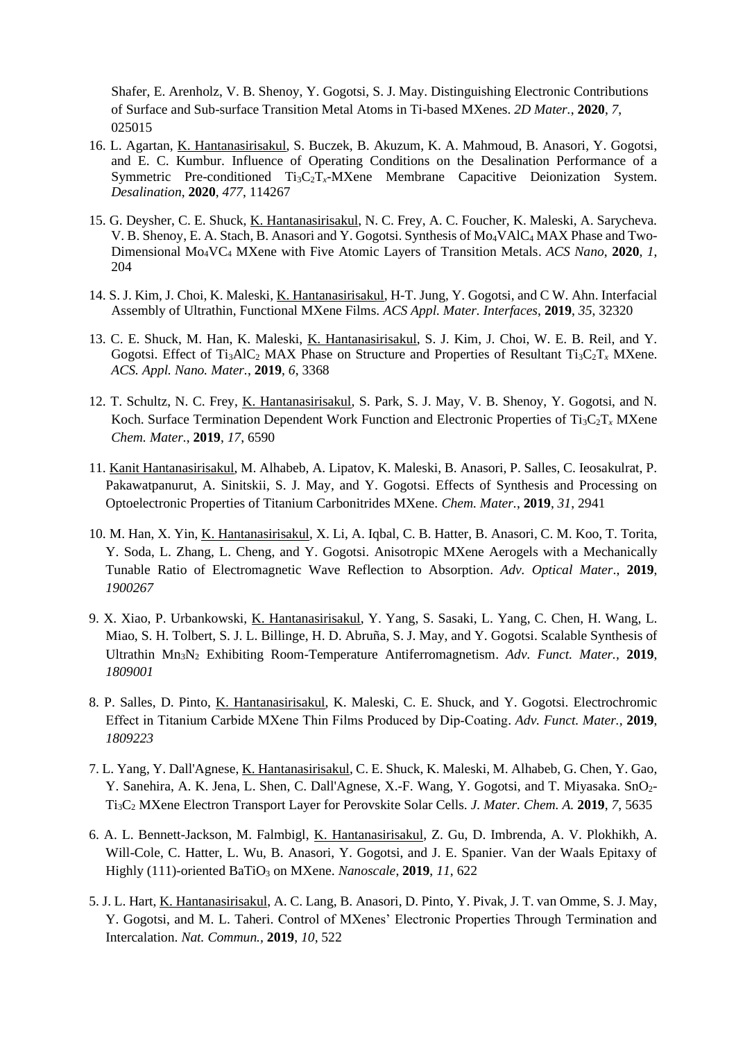Shafer, E. Arenholz, V. B. Shenoy, Y. Gogotsi, S. J. May. Distinguishing Electronic Contributions of Surface and Sub-surface Transition Metal Atoms in Ti-based MXenes. *2D Mater.*, **2020**, *7*, 025015

16. L. Agartan, K. Hantanasirisakul, S. Buczek, B. Akuzum, K. A. Mahmoud, B. Anasori, Y. Gogotsi, and E. C. Kumbur. Influence of Operating Conditions on the Desalination Performance of a Symmetric Pre-conditioned $Ti_3C_2T_x$-MXene Membrane Capacitive Deionization System. *Desalination*, **2020**, *477*, 114267

15. G. Deysher, C. E. Shuck, K. Hantanasirisakul, N. C. Frey, A. C. Foucher, K. Maleski, A. Sarycheva. V. B. Shenoy, E. A. Stach, B. Anasori and Y. Gogotsi. Synthesis of $Mo_4VAlC_4$ MAX Phase and Two-Dimensional $Mo_4VC_4$ MXene with Five Atomic Layers of Transition Metals. *ACS Nano*, **2020**, *1*, 204

14. S. J. Kim, J. Choi, K. Maleski, K. Hantanasirisakul, H-T. Jung, Y. Gogotsi, and C W. Ahn. Interfacial Assembly of Ultrathin, Functional MXene Films. *ACS Appl. Mater. Interfaces*, **2019**, *35*, 32320

13. C. E. Shuck, M. Han, K. Maleski, K. Hantanasirisakul, S. J. Kim, J. Choi, W. E. B. Reil, and Y. Gogotsi. Effect of $Ti_3AlC_2$ MAX Phase on Structure and Properties of Resultant $Ti_3C_2T_x$ MXene. *ACS. Appl. Nano. Mater.*, **2019**, *6*, 3368

12. T. Schultz, N. C. Frey, K. Hantanasirisakul, S. Park, S. J. May, V. B. Shenoy, Y. Gogotsi, and N. Koch. Surface Termination Dependent Work Function and Electronic Properties of $Ti_3C_2T_x$ MXene *Chem. Mater.*, **2019**, *17*, 6590

11. Kanit Hantanasirisakul, M. Alhabeb, A. Lipatov, K. Maleski, B. Anasori, P. Salles, C. Ieosakulrat, P. Pakawatpanurut, A. Sinitskii, S. J. May, and Y. Gogotsi. Effects of Synthesis and Processing on Optoelectronic Properties of Titanium Carbonitrides MXene. *Chem. Mater.*, **2019**, *31*, 2941

10. M. Han, X. Yin, K. Hantanasirisakul, X. Li, A. Iqbal, C. B. Hatter, B. Anasori, C. M. Koo, T. Torita, Y. Soda, L. Zhang, L. Cheng, and Y. Gogotsi. Anisotropic MXene Aerogels with a Mechanically Tunable Ratio of Electromagnetic Wave Reflection to Absorption. *Adv. Optical Mater*., **2019**, *1900267*

9. X. Xiao, P. Urbankowski, K. Hantanasirisakul, Y. Yang, S. Sasaki, L. Yang, C. Chen, H. Wang, L. Miao, S. H. Tolbert, S. J. L. Billinge, H. D. Abruña, S. J. May, and Y. Gogotsi. Scalable Synthesis of Ultrathin $Mn_3N_2$ Exhibiting Room-Temperature Antiferromagnetism. *Adv. Funct. Mater.*, **2019**, *1809001*

8. P. Salles, D. Pinto, K. Hantanasirisakul, K. Maleski, C. E. Shuck, and Y. Gogotsi. Electrochromic Effect in Titanium Carbide MXene Thin Films Produced by Dip-Coating. *Adv. Funct. Mater.*, **2019**, *1809223*

7. L. Yang, Y. Dall'Agnese, K. Hantanasirisakul, C. E. Shuck, K. Maleski, M. Alhabeb, G. Chen, Y. Gao, Y. Sanehira, A. K. Jena, L. Shen, C. Dall'Agnese, X.-F. Wang, Y. Gogotsi, and T. Miyasaka. $SnO_2$-$Ti_3C_2$ MXene Electron Transport Layer for Perovskite Solar Cells. *J. Mater. Chem. A.* **2019**, *7*, 5635

6. A. L. Bennett-Jackson, M. Falmbigl, K. Hantanasirisakul, Z. Gu, D. Imbrenda, A. V. Plokhikh, A. Will-Cole, C. Hatter, L. Wu, B. Anasori, Y. Gogotsi, and J. E. Spanier. Van der Waals Epitaxy of Highly (111)-oriented $BaTiO_3$ on MXene. *Nanoscale*, **2019**, *11*, 622

5. J. L. Hart, K. Hantanasirisakul, A. C. Lang, B. Anasori, D. Pinto, Y. Pivak, J. T. van Omme, S. J. May, Y. Gogotsi, and M. L. Taheri. Control of MXenes' Electronic Properties Through Termination and Intercalation. *Nat. Commun.*, **2019**, *10*, 522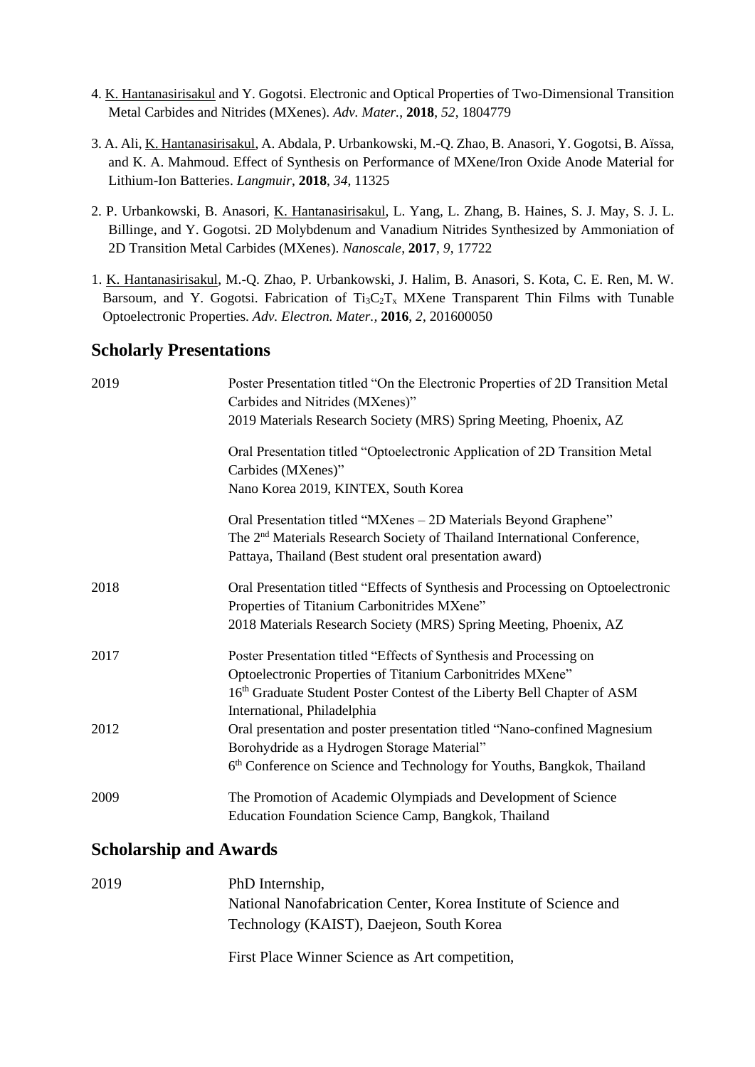4. K. Hantanasirisakul and Y. Gogotsi. Electronic and Optical Properties of Two-Dimensional Transition Metal Carbides and Nitrides (MXenes). *Adv. Mater.*, **2018**, *52*, 1804779

3. A. Ali, K. Hantanasirisakul, A. Abdala, P. Urbankowski, M.-Q. Zhao, B. Anasori, Y. Gogotsi, B. Aïssa, and K. A. Mahmoud. Effect of Synthesis on Performance of MXene/Iron Oxide Anode Material for Lithium-Ion Batteries. *Langmuir*, **2018**, *34*, 11325

2. P. Urbankowski, B. Anasori, K. Hantanasirisakul, L. Yang, L. Zhang, B. Haines, S. J. May, S. J. L. Billinge, and Y. Gogotsi. 2D Molybdenum and Vanadium Nitrides Synthesized by Ammoniation of 2D Transition Metal Carbides (MXenes). *Nanoscale*, **2017**, *9*, 17722

1. K. Hantanasirisakul, M.-Q. Zhao, P. Urbankowski, J. Halim, B. Anasori, S. Kota, C. E. Ren, M. W. Barsoum, and Y. Gogotsi. Fabrication of $Ti_3C_2T_x$ MXene Transparent Thin Films with Tunable Optoelectronic Properties. *Adv. Electron. Mater.*, **2016**, *2*, 201600050

## Scholarly Presentations

2019 — Poster Presentation titled "On the Electronic Properties of 2D Transition Metal Carbides and Nitrides (MXenes)"
2019 Materials Research Society (MRS) Spring Meeting, Phoenix, AZ

Oral Presentation titled "Optoelectronic Application of 2D Transition Metal Carbides (MXenes)"
Nano Korea 2019, KINTEX, South Korea

Oral Presentation titled "MXenes – 2D Materials Beyond Graphene"
The 2nd Materials Research Society of Thailand International Conference, Pattaya, Thailand (Best student oral presentation award)

2018 — Oral Presentation titled "Effects of Synthesis and Processing on Optoelectronic Properties of Titanium Carbonitrides MXene"
2018 Materials Research Society (MRS) Spring Meeting, Phoenix, AZ

2017 — Poster Presentation titled "Effects of Synthesis and Processing on Optoelectronic Properties of Titanium Carbonitrides MXene"
16th Graduate Student Poster Contest of the Liberty Bell Chapter of ASM International, Philadelphia

2012 — Oral presentation and poster presentation titled "Nano-confined Magnesium Borohydride as a Hydrogen Storage Material"
6th Conference on Science and Technology for Youths, Bangkok, Thailand

2009 — The Promotion of Academic Olympiads and Development of Science Education Foundation Science Camp, Bangkok, Thailand

## Scholarship and Awards

2019 — PhD Internship,
National Nanofabrication Center, Korea Institute of Science and Technology (KAIST), Daejeon, South Korea

First Place Winner Science as Art competition,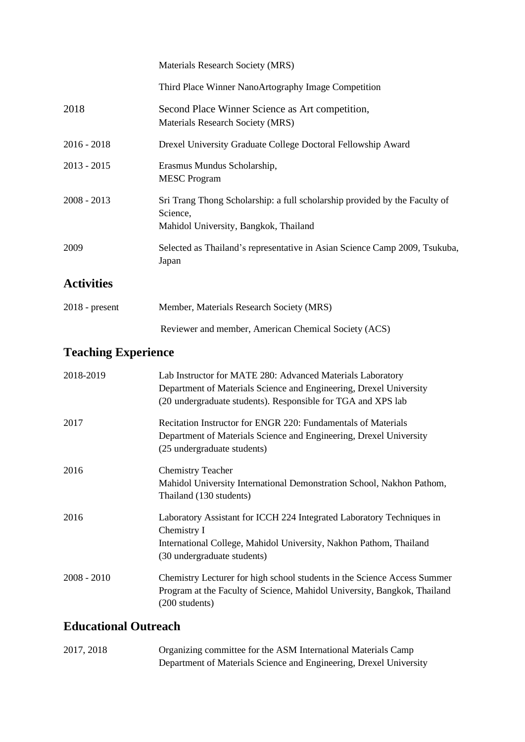| | |
|---|---|
| | Materials Research Society (MRS) |
| | Third Place Winner NanoArtography Image Competition |
| 2018 | Second Place Winner Science as Art competition,<br>Materials Research Society (MRS) |
| 2016 - 2018 | Drexel University Graduate College Doctoral Fellowship Award |
| 2013 - 2015 | Erasmus Mundus Scholarship,<br>MESC Program |
| 2008 - 2013 | Sri Trang Thong Scholarship: a full scholarship provided by the Faculty of Science,<br>Mahidol University, Bangkok, Thailand |
| 2009 | Selected as Thailand's representative in Asian Science Camp 2009, Tsukuba, Japan |

## Activities

| | |
|---|---|
| 2018 - present | Member, Materials Research Society (MRS) |
| | Reviewer and member, American Chemical Society (ACS) |

## Teaching Experience

| | |
|---|---|
| 2018-2019 | Lab Instructor for MATE 280: Advanced Materials Laboratory<br>Department of Materials Science and Engineering, Drexel University<br>(20 undergraduate students). Responsible for TGA and XPS lab |
| 2017 | Recitation Instructor for ENGR 220: Fundamentals of Materials<br>Department of Materials Science and Engineering, Drexel University<br>(25 undergraduate students) |
| 2016 | Chemistry Teacher<br>Mahidol University International Demonstration School, Nakhon Pathom, Thailand (130 students) |
| 2016 | Laboratory Assistant for ICCH 224 Integrated Laboratory Techniques in Chemistry I<br>International College, Mahidol University, Nakhon Pathom, Thailand<br>(30 undergraduate students) |
| 2008 - 2010 | Chemistry Lecturer for high school students in the Science Access Summer Program at the Faculty of Science, Mahidol University, Bangkok, Thailand<br>(200 students) |

## Educational Outreach

| | |
|---|---|
| 2017, 2018 | Organizing committee for the ASM International Materials Camp<br>Department of Materials Science and Engineering, Drexel University |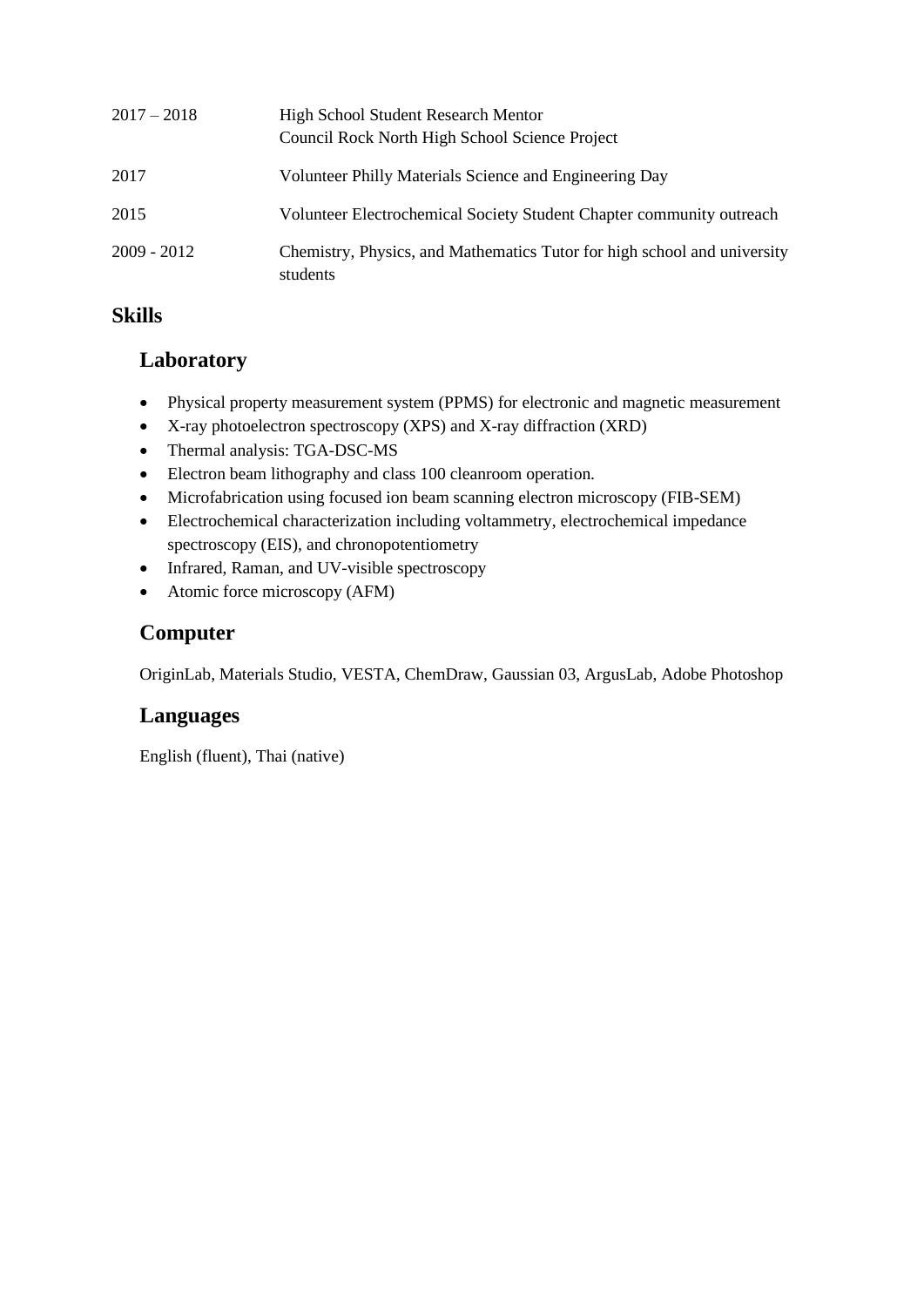| | |
|---|---|
| 2017 – 2018 | High School Student Research Mentor<br>Council Rock North High School Science Project |
| 2017 | Volunteer Philly Materials Science and Engineering Day |
| 2015 | Volunteer Electrochemical Society Student Chapter community outreach |
| 2009 - 2012 | Chemistry, Physics, and Mathematics Tutor for high school and university students |

## Skills

### Laboratory

- Physical property measurement system (PPMS) for electronic and magnetic measurement
- X-ray photoelectron spectroscopy (XPS) and X-ray diffraction (XRD)
- Thermal analysis: TGA-DSC-MS
- Electron beam lithography and class 100 cleanroom operation.
- Microfabrication using focused ion beam scanning electron microscopy (FIB-SEM)
- Electrochemical characterization including voltammetry, electrochemical impedance spectroscopy (EIS), and chronopotentiometry
- Infrared, Raman, and UV-visible spectroscopy
- Atomic force microscopy (AFM)

### Computer

OriginLab, Materials Studio, VESTA, ChemDraw, Gaussian 03, ArgusLab, Adobe Photoshop

### Languages

English (fluent), Thai (native)